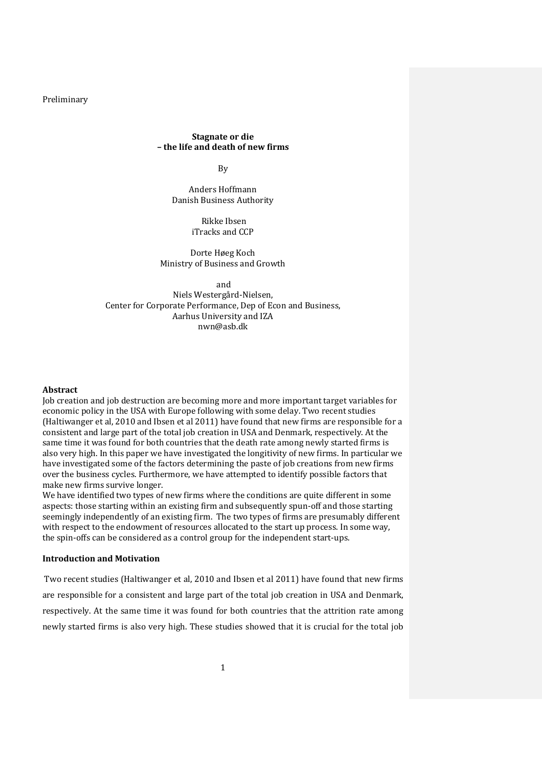Preliminary

**Stagnate or die**
**– the life and death of new firms**

By

Anders Hoffmann
Danish Business Authority

Rikke Ibsen
iTracks and CCP

Dorte Høeg Koch
Ministry of Business and Growth

and
Niels Westergård-Nielsen,
Center for Corporate Performance, Dep of Econ and Business,
Aarhus University and IZA
nwn@asb.dk

**Abstract**

Job creation and job destruction are becoming more and more important target variables for economic policy in the USA with Europe following with some delay. Two recent studies (Haltiwanger et al, 2010 and Ibsen et al 2011) have found that new firms are responsible for a consistent and large part of the total job creation in USA and Denmark, respectively. At the same time it was found for both countries that the death rate among newly started firms is also very high. In this paper we have investigated the longitivity of new firms. In particular we have investigated some of the factors determining the paste of job creations from new firms over the business cycles. Furthermore, we have attempted to identify possible factors that make new firms survive longer.

We have identified two types of new firms where the conditions are quite different in some aspects: those starting within an existing firm and subsequently spun-off and those starting seemingly independently of an existing firm. The two types of firms are presumably different with respect to the endowment of resources allocated to the start up process. In some way, the spin-offs can be considered as a control group for the independent start-ups.

**Introduction and Motivation**

Two recent studies (Haltiwanger et al, 2010 and Ibsen et al 2011) have found that new firms are responsible for a consistent and large part of the total job creation in USA and Denmark, respectively. At the same time it was found for both countries that the attrition rate among newly started firms is also very high. These studies showed that it is crucial for the total job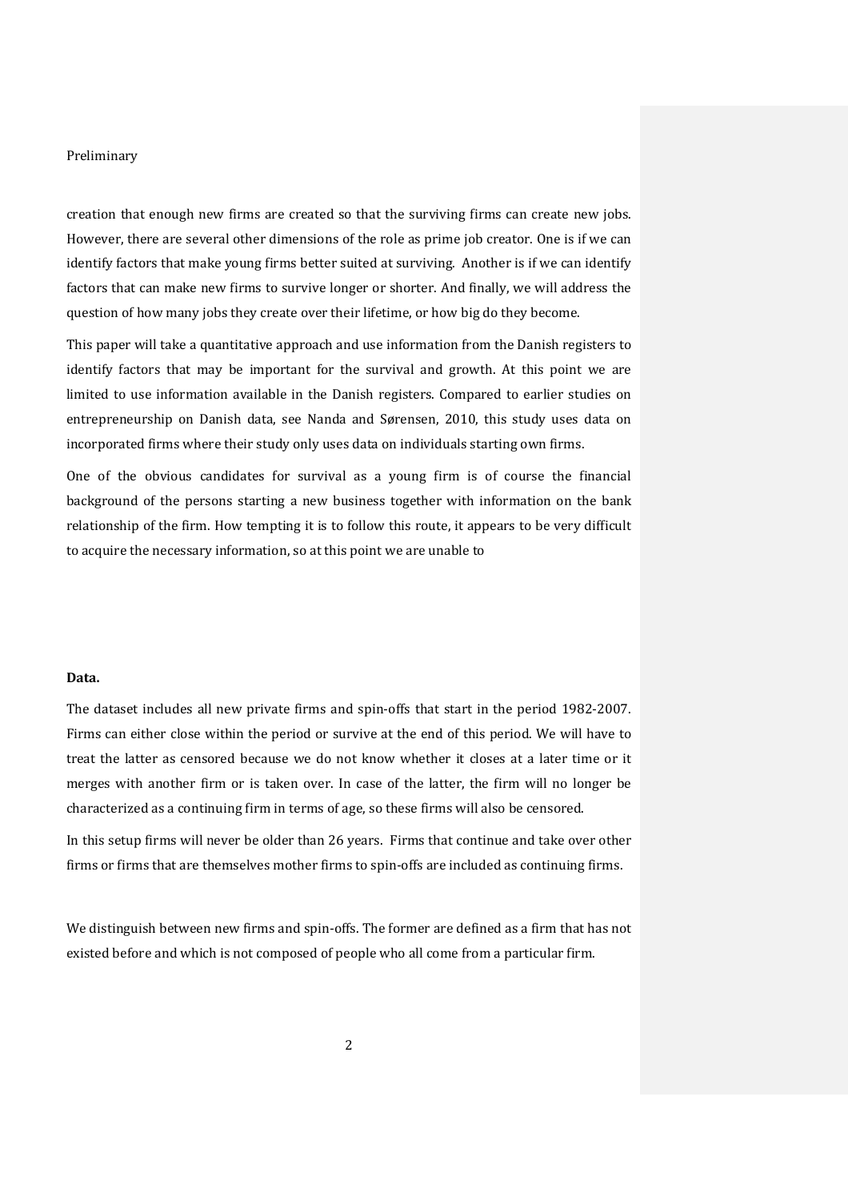creation that enough new firms are created so that the surviving firms can create new jobs. However, there are several other dimensions of the role as prime job creator. One is if we can identify factors that make young firms better suited at surviving. Another is if we can identify factors that can make new firms to survive longer or shorter. And finally, we will address the question of how many jobs they create over their lifetime, or how big do they become.

This paper will take a quantitative approach and use information from the Danish registers to identify factors that may be important for the survival and growth. At this point we are limited to use information available in the Danish registers. Compared to earlier studies on entrepreneurship on Danish data, see Nanda and Sørensen, 2010, this study uses data on incorporated firms where their study only uses data on individuals starting own firms.

One of the obvious candidates for survival as a young firm is of course the financial background of the persons starting a new business together with information on the bank relationship of the firm. How tempting it is to follow this route, it appears to be very difficult to acquire the necessary information, so at this point we are unable to

**Data.**

The dataset includes all new private firms and spin-offs that start in the period 1982-2007. Firms can either close within the period or survive at the end of this period. We will have to treat the latter as censored because we do not know whether it closes at a later time or it merges with another firm or is taken over. In case of the latter, the firm will no longer be characterized as a continuing firm in terms of age, so these firms will also be censored.

In this setup firms will never be older than 26 years. Firms that continue and take over other firms or firms that are themselves mother firms to spin-offs are included as continuing firms.

We distinguish between new firms and spin-offs. The former are defined as a firm that has not existed before and which is not composed of people who all come from a particular firm.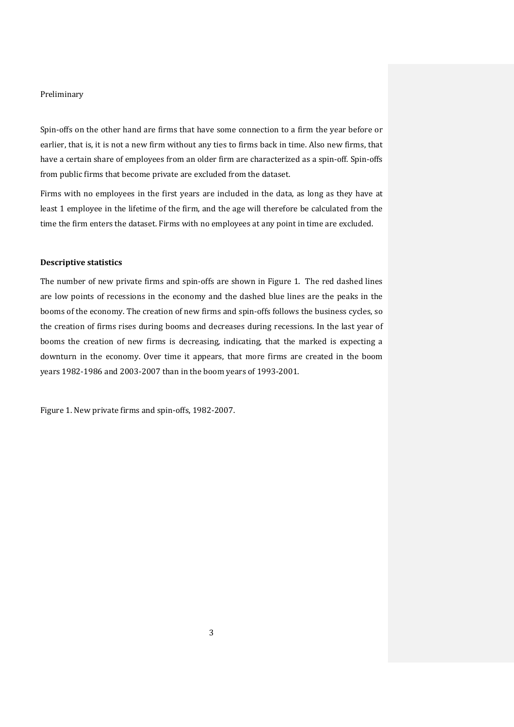Preliminary

Spin-offs on the other hand are firms that have some connection to a firm the year before or earlier, that is, it is not a new firm without any ties to firms back in time. Also new firms, that have a certain share of employees from an older firm are characterized as a spin-off. Spin-offs from public firms that become private are excluded from the dataset.

Firms with no employees in the first years are included in the data, as long as they have at least 1 employee in the lifetime of the firm, and the age will therefore be calculated from the time the firm enters the dataset. Firms with no employees at any point in time are excluded.

### Descriptive statistics

The number of new private firms and spin-offs are shown in Figure 1. The red dashed lines are low points of recessions in the economy and the dashed blue lines are the peaks in the booms of the economy. The creation of new firms and spin-offs follows the business cycles, so the creation of firms rises during booms and decreases during recessions. In the last year of booms the creation of new firms is decreasing, indicating, that the marked is expecting a downturn in the economy. Over time it appears, that more firms are created in the boom years 1982-1986 and 2003-2007 than in the boom years of 1993-2001.

Figure 1. New private firms and spin-offs, 1982-2007.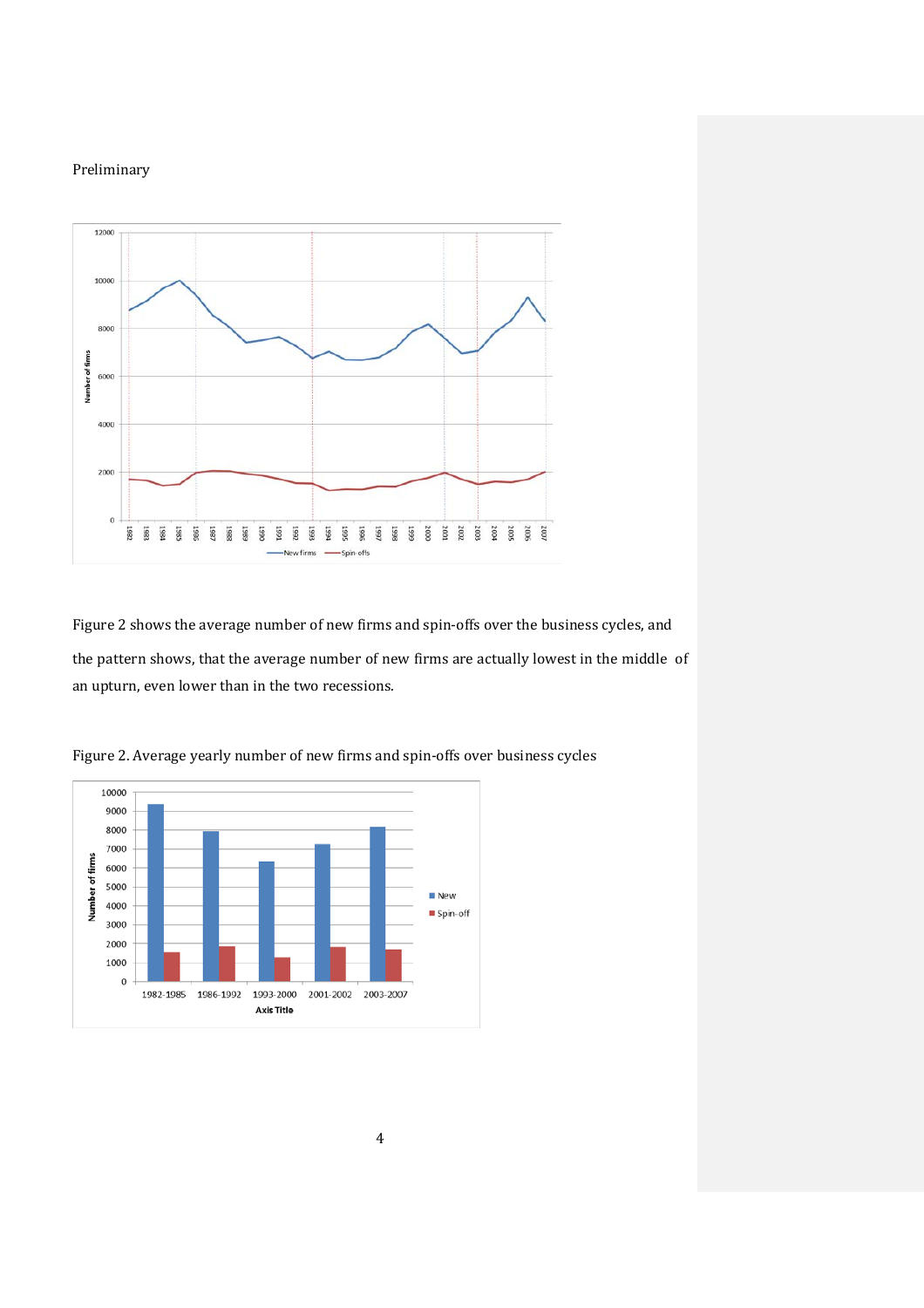Preliminary

12000
10000
8000
6000
4000
2000
0

Number of firms

1982 1983 1984 1985 1986 1987 1988 1989 1990 1991 1992 1993 1994 1995 1996 1997 1998 1999 2000 2001 2002 2003 2004 2005 2006 2007

New firms — Spin-offs

Figure 2 shows the average number of new firms and spin-offs over the business cycles, and the pattern shows, that the average number of new firms are actually lowest in the middle of an upturn, even lower than in the two recessions.

Figure 2. Average yearly number of new firms and spin-offs over business cycles

10000
9000
8000
7000
6000
5000
4000
3000
2000
1000
0

Number of firms

1982-1985 1986-1992 1993-2000 2001-2002 2003-2007

Axis Title

New
Spin-off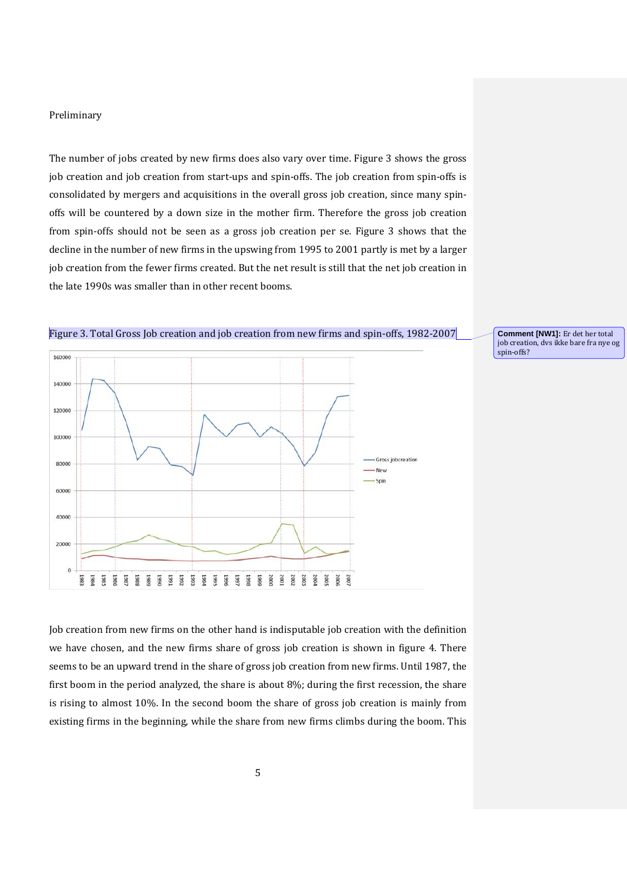The number of jobs created by new firms does also vary over time. Figure 3 shows the gross job creation and job creation from start-ups and spin-offs. The job creation from spin-offs is consolidated by mergers and acquisitions in the overall gross job creation, since many spin-offs will be countered by a down size in the mother firm. Therefore the gross job creation from spin-offs should not be seen as a gross job creation per se. Figure 3 shows that the decline in the number of new firms in the upswing from 1995 to 2001 partly is met by a larger job creation from the fewer firms created. But the net result is still that the net job creation in the late 1990s was smaller than in other recent booms.

Figure 3. Total Gross Job creation and job creation from new firms and spin-offs, 1982-2007

**Comment [NW1]:** Er det her total job creation, dvs ikke bare fra nye og spin-offs?

Job creation from new firms on the other hand is indisputable job creation with the definition we have chosen, and the new firms share of gross job creation is shown in figure 4. There seems to be an upward trend in the share of gross job creation from new firms. Until 1987, the first boom in the period analyzed, the share is about 8%; during the first recession, the share is rising to almost 10%. In the second boom the share of gross job creation is mainly from existing firms in the beginning, while the share from new firms climbs during the boom. This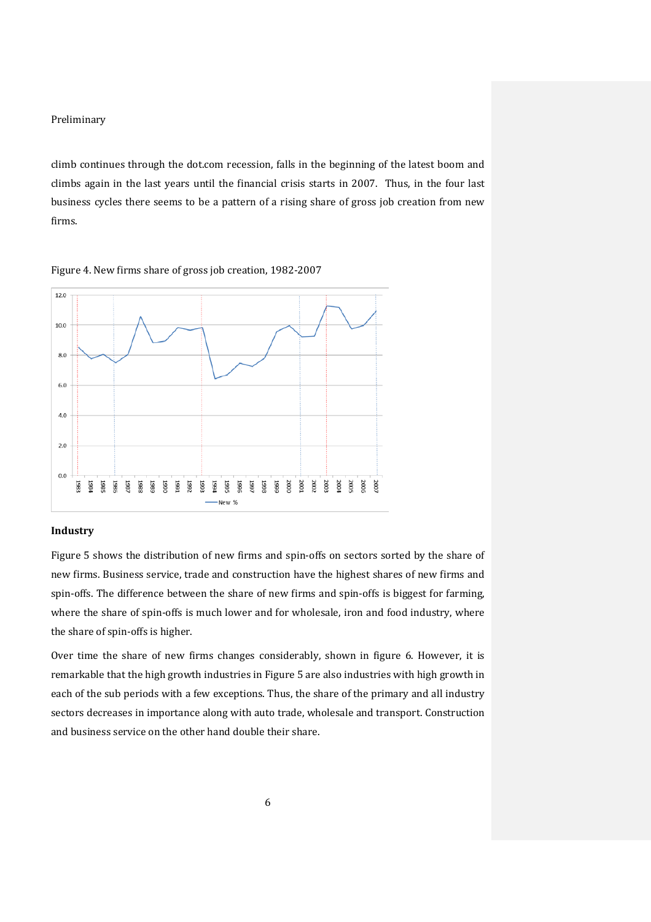climb continues through the dot.com recession, falls in the beginning of the latest boom and climbs again in the last years until the financial crisis starts in 2007. Thus, in the four last business cycles there seems to be a pattern of a rising share of gross job creation from new firms.

Figure 4. New firms share of gross job creation, 1982-2007

12.0
10.0
8.0
6.0
4.0
2.0
0.0

1983 1984 1985 1986 1987 1988 1989 1990 1991 1992 1993 1994 1995 1996 1997 1998 1999 2000 2001 2002 2003 2004 2005 2006 2007

New %

## Industry

Figure 5 shows the distribution of new firms and spin-offs on sectors sorted by the share of new firms. Business service, trade and construction have the highest shares of new firms and spin-offs. The difference between the share of new firms and spin-offs is biggest for farming, where the share of spin-offs is much lower and for wholesale, iron and food industry, where the share of spin-offs is higher.

Over time the share of new firms changes considerably, shown in figure 6. However, it is remarkable that the high growth industries in Figure 5 are also industries with high growth in each of the sub periods with a few exceptions. Thus, the share of the primary and all industry sectors decreases in importance along with auto trade, wholesale and transport. Construction and business service on the other hand double their share.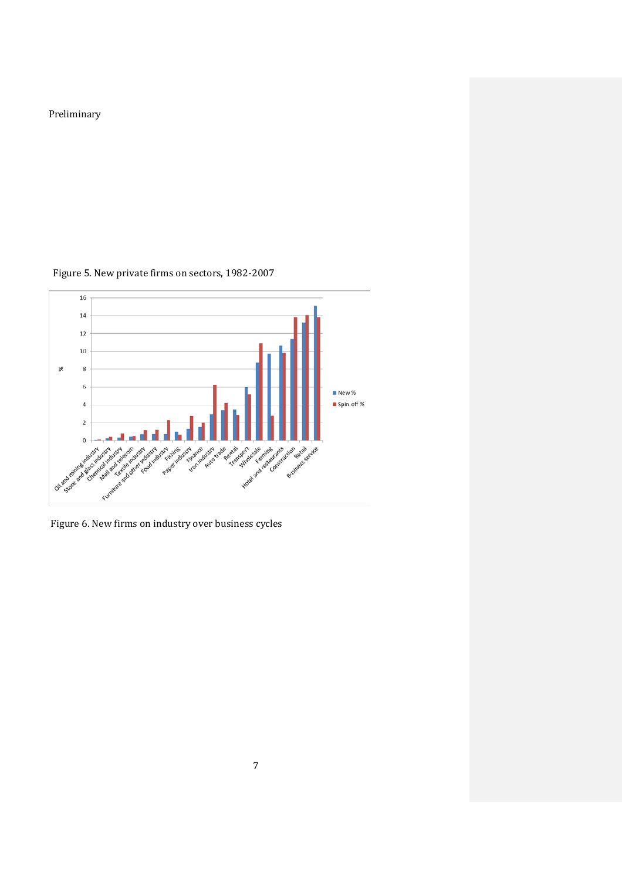Preliminary

Figure 5. New private firms on sectors, 1982-2007

16
14
12
10
8
6
4
2
0

%

New %
Spin-off %

Oil and mining industry
Stone and glass industry
Chemical industry
Mail and telecom
Textile industry
Furniture and other industry
Food industry
Fishing
Paper industry
Finance
Iron industry
Auto trade
Rental
Transport
Wholesale
Farming
Hotel and restaurants
Construction
Retail
Business service

Figure 6. New firms on industry over business cycles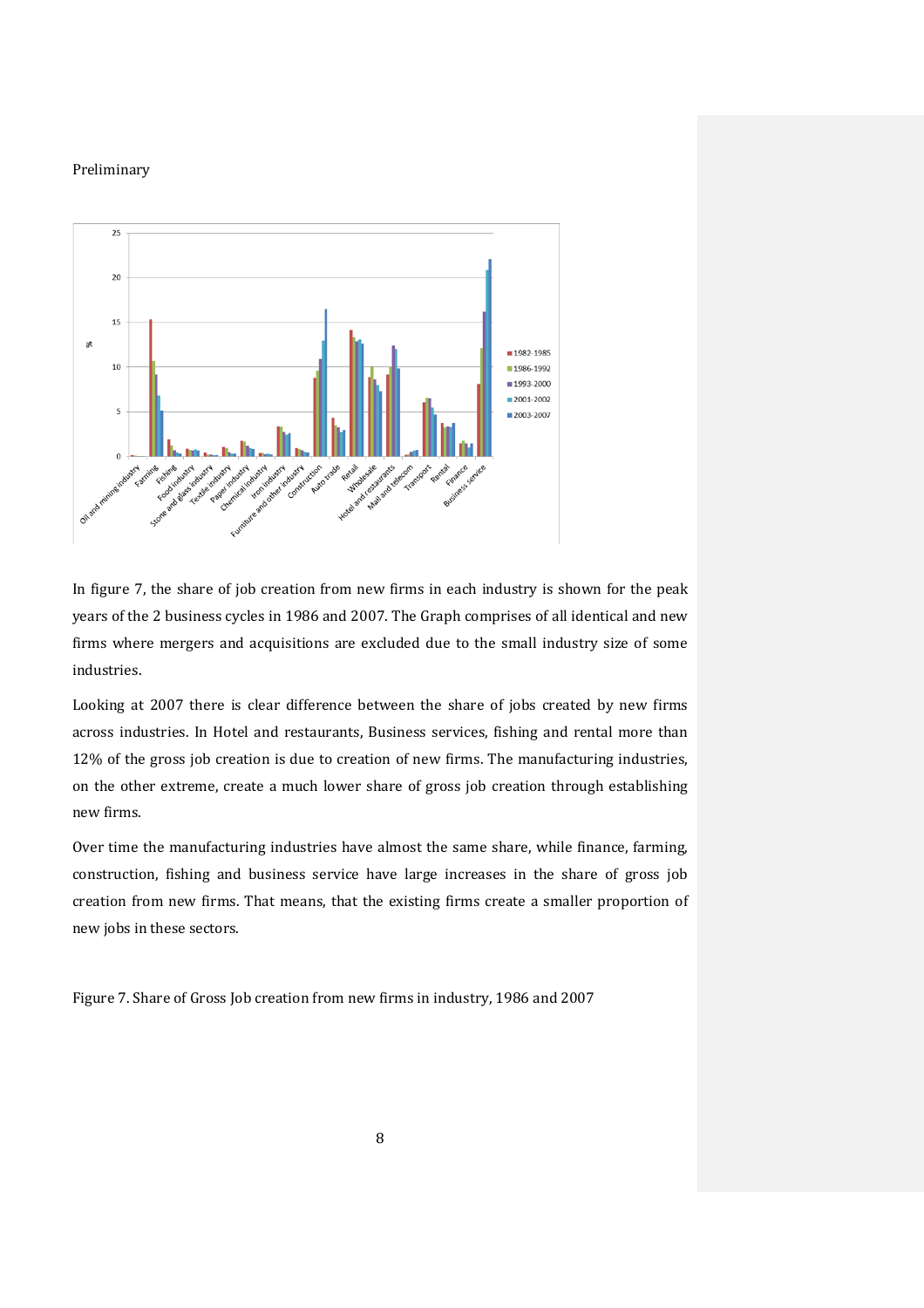Preliminary

25

20

15

%

10

5

0

Oil and mining industry
Farming
Fishing
Food industry
Stone and glass industry
Textile industry
Paper industry
Chemical industry
Iron industry
Furniture and other industry
Construction
Auto trade
Retail
Wholesale
Hotel and restaurants
Mail and telecom
Transport
Rental
Finance
Business service

1982-1985
1986-1992
1993-2000
2001-2002
2003-2007

In figure 7, the share of job creation from new firms in each industry is shown for the peak years of the 2 business cycles in 1986 and 2007. The Graph comprises of all identical and new firms where mergers and acquisitions are excluded due to the small industry size of some industries.

Looking at 2007 there is clear difference between the share of jobs created by new firms across industries. In Hotel and restaurants, Business services, fishing and rental more than 12% of the gross job creation is due to creation of new firms. The manufacturing industries, on the other extreme, create a much lower share of gross job creation through establishing new firms.

Over time the manufacturing industries have almost the same share, while finance, farming, construction, fishing and business service have large increases in the share of gross job creation from new firms. That means, that the existing firms create a smaller proportion of new jobs in these sectors.

Figure 7. Share of Gross Job creation from new firms in industry, 1986 and 2007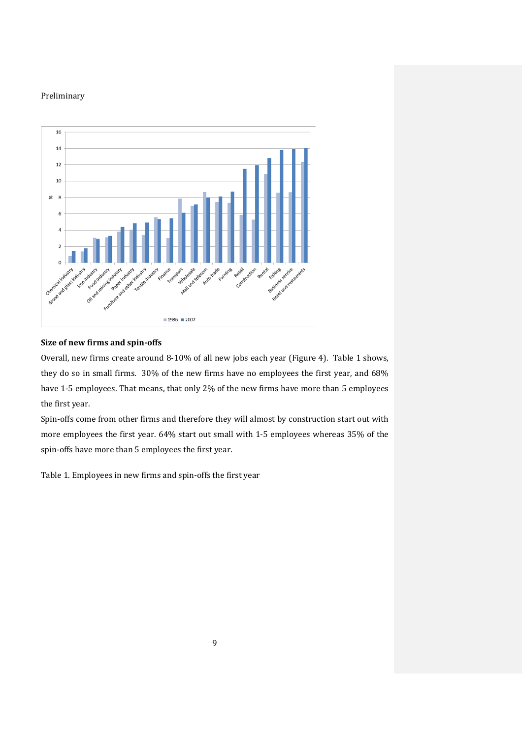Preliminary

16
14
12
10
%
8
6
4
2
0

Chemical industry
Stone and glass industry
Iron industry
Food industry
Oil and mining industry
Paper industry
Furniture and other industry
Textile industry
Finance
Transport
Wholesale
Mail and telecom
Auto trade
Farming
Retail
Construction
Rental
Fishing
Business service
Hotel and restaurants

1986 2007

**Size of new firms and spin-offs**

Overall, new firms create around 8-10% of all new jobs each year (Figure 4). Table 1 shows, they do so in small firms. 30% of the new firms have no employees the first year, and 68% have 1-5 employees. That means, that only 2% of the new firms have more than 5 employees the first year.

Spin-offs come from other firms and therefore they will almost by construction start out with more employees the first year. 64% start out small with 1-5 employees whereas 35% of the spin-offs have more than 5 employees the first year.

Table 1. Employees in new firms and spin-offs the first year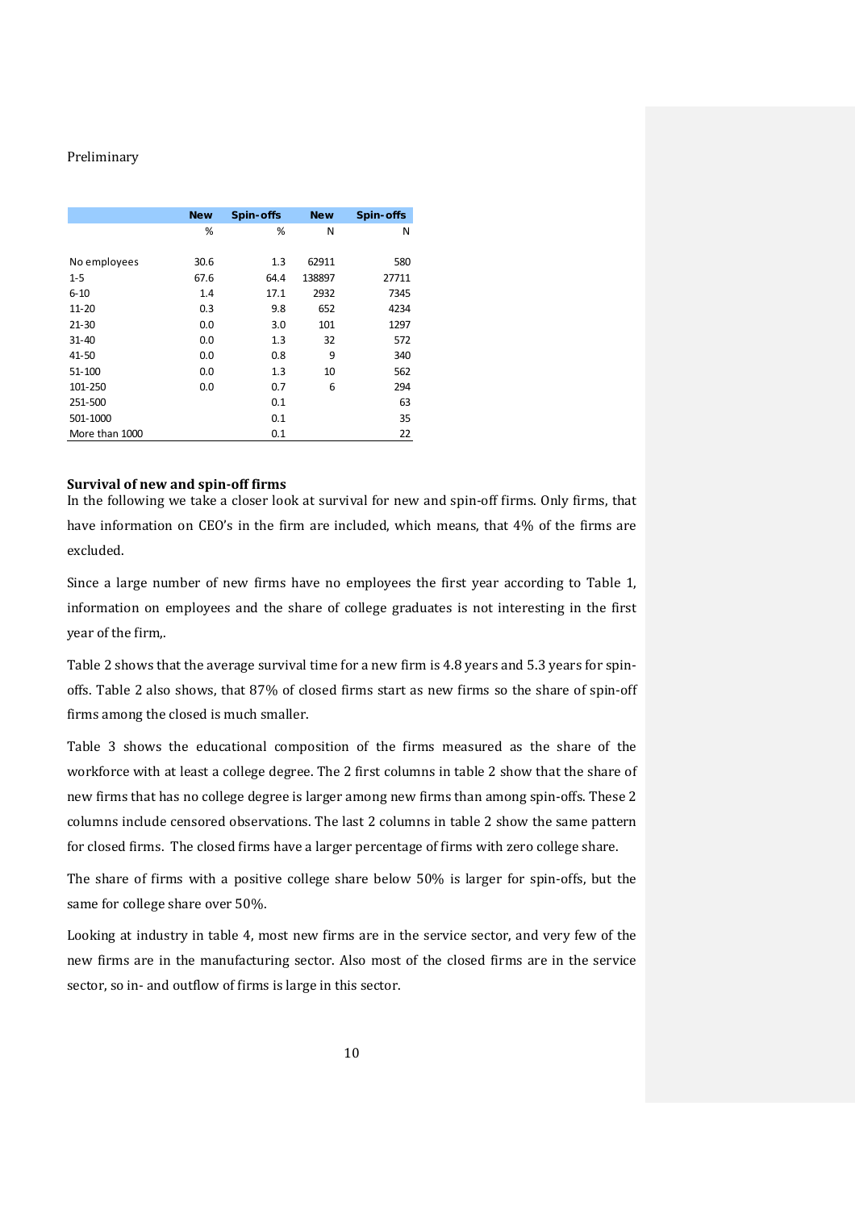Preliminary

| | New | Spin-offs | New | Spin-offs |
|---|---|---|---|---|
| | % | % | N | N |
| No employees | 30.6 | 1.3 | 62911 | 580 |
| 1-5 | 67.6 | 64.4 | 138897 | 27711 |
| 6-10 | 1.4 | 17.1 | 2932 | 7345 |
| 11-20 | 0.3 | 9.8 | 652 | 4234 |
| 21-30 | 0.0 | 3.0 | 101 | 1297 |
| 31-40 | 0.0 | 1.3 | 32 | 572 |
| 41-50 | 0.0 | 0.8 | 9 | 340 |
| 51-100 | 0.0 | 1.3 | 10 | 562 |
| 101-250 | 0.0 | 0.7 | 6 | 294 |
| 251-500 | | 0.1 | | 63 |
| 501-1000 | | 0.1 | | 35 |
| More than 1000 | | 0.1 | | 22 |

**Survival of new and spin-off firms**

In the following we take a closer look at survival for new and spin-off firms. Only firms, that have information on CEO's in the firm are included, which means, that 4% of the firms are excluded.

Since a large number of new firms have no employees the first year according to Table 1, information on employees and the share of college graduates is not interesting in the first year of the firm,.

Table 2 shows that the average survival time for a new firm is 4.8 years and 5.3 years for spin-offs. Table 2 also shows, that 87% of closed firms start as new firms so the share of spin-off firms among the closed is much smaller.

Table 3 shows the educational composition of the firms measured as the share of the workforce with at least a college degree. The 2 first columns in table 2 show that the share of new firms that has no college degree is larger among new firms than among spin-offs. These 2 columns include censored observations. The last 2 columns in table 2 show the same pattern for closed firms. The closed firms have a larger percentage of firms with zero college share.

The share of firms with a positive college share below 50% is larger for spin-offs, but the same for college share over 50%.

Looking at industry in table 4, most new firms are in the service sector, and very few of the new firms are in the manufacturing sector. Also most of the closed firms are in the service sector, so in- and outflow of firms is large in this sector.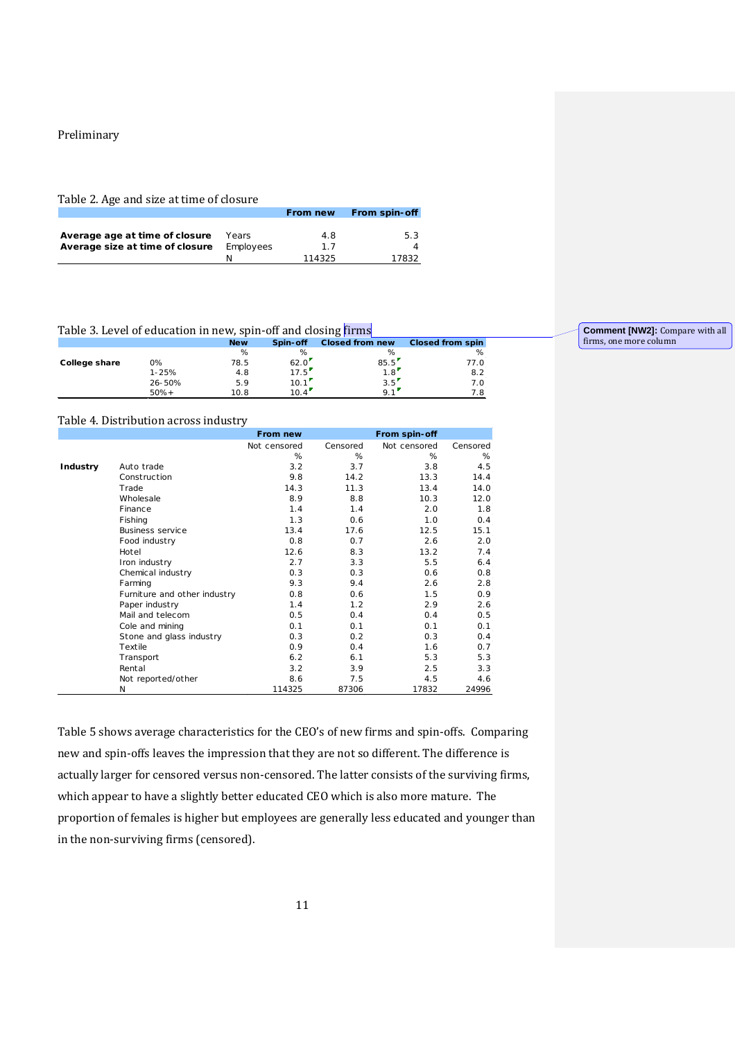Preliminary

Table 2. Age and size at time of closure

| | | From new | From spin-off |
|---|---|---|---|
| **Average age at time of closure** | Years | 4.8 | 5.3 |
| **Average size at time of closure** | Employees | 1.7 | 4 |
| | N | 114325 | 17832 |

Table 3. Level of education in new, spin-off and closing firms

| | | New | Spin-off | Closed from new | Closed from spin |
|---|---|---|---|---|---|
| | | % | % | % | % |
| **College share** | 0% | 78.5 | 62.0 | 85.5 | 77.0 |
| | 1-25% | 4.8 | 17.5 | 1.8 | 8.2 |
| | 26-50% | 5.9 | 10.1 | 3.5 | 7.0 |
| | 50%+ | 10.8 | 10.4 | 9.1 | 7.8 |

**Comment [NW2]:** Compare with all firms, one more column

Table 4. Distribution across industry

| | | From new | | From spin-off | |
|---|---|---|---|---|---|
| | | Not censored | Censored | Not censored | Censored |
| | | % | % | % | % |
| **Industry** | Auto trade | 3.2 | 3.7 | 3.8 | 4.5 |
| | Construction | 9.8 | 14.2 | 13.3 | 14.4 |
| | Trade | 14.3 | 11.3 | 13.4 | 14.0 |
| | Wholesale | 8.9 | 8.8 | 10.3 | 12.0 |
| | Finance | 1.4 | 1.4 | 2.0 | 1.8 |
| | Fishing | 1.3 | 0.6 | 1.0 | 0.4 |
| | Business service | 13.4 | 17.6 | 12.5 | 15.1 |
| | Food industry | 0.8 | 0.7 | 2.6 | 2.0 |
| | Hotel | 12.6 | 8.3 | 13.2 | 7.4 |
| | Iron industry | 2.7 | 3.3 | 5.5 | 6.4 |
| | Chemical industry | 0.3 | 0.3 | 0.6 | 0.8 |
| | Farming | 9.3 | 9.4 | 2.6 | 2.8 |
| | Furniture and other industry | 0.8 | 0.6 | 1.5 | 0.9 |
| | Paper industry | 1.4 | 1.2 | 2.9 | 2.6 |
| | Mail and telecom | 0.5 | 0.4 | 0.4 | 0.5 |
| | Cole and mining | 0.1 | 0.1 | 0.1 | 0.1 |
| | Stone and glass industry | 0.3 | 0.2 | 0.3 | 0.4 |
| | Textile | 0.9 | 0.4 | 1.6 | 0.7 |
| | Transport | 6.2 | 6.1 | 5.3 | 5.3 |
| | Rental | 3.2 | 3.9 | 2.5 | 3.3 |
| | Not reported/other | 8.6 | 7.5 | 4.5 | 4.6 |
| | N | 114325 | 87306 | 17832 | 24996 |

Table 5 shows average characteristics for the CEO's of new firms and spin-offs. Comparing new and spin-offs leaves the impression that they are not so different. The difference is actually larger for censored versus non-censored. The latter consists of the surviving firms, which appear to have a slightly better educated CEO which is also more mature. The proportion of females is higher but employees are generally less educated and younger than in the non-surviving firms (censored).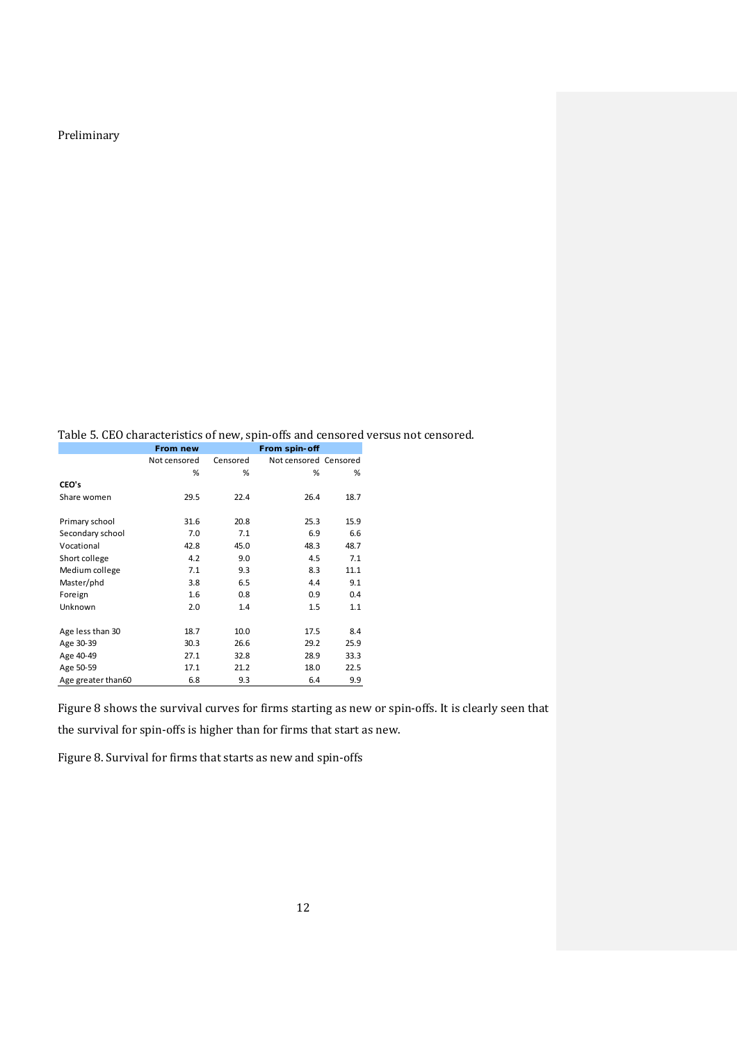Preliminary

Table 5. CEO characteristics of new, spin-offs and censored versus not censored.

| | From new | | From spin-off | |
|---|---|---|---|---|
| | Not censored | Censored | Not censored | Censored |
| | % | % | % | % |
| **CEO's** | | | | |
| Share women | 29.5 | 22.4 | 26.4 | 18.7 |
| | | | | |
| Primary school | 31.6 | 20.8 | 25.3 | 15.9 |
| Secondary school | 7.0 | 7.1 | 6.9 | 6.6 |
| Vocational | 42.8 | 45.0 | 48.3 | 48.7 |
| Short college | 4.2 | 9.0 | 4.5 | 7.1 |
| Medium college | 7.1 | 9.3 | 8.3 | 11.1 |
| Master/phd | 3.8 | 6.5 | 4.4 | 9.1 |
| Foreign | 1.6 | 0.8 | 0.9 | 0.4 |
| Unknown | 2.0 | 1.4 | 1.5 | 1.1 |
| | | | | |
| Age less than 30 | 18.7 | 10.0 | 17.5 | 8.4 |
| Age 30-39 | 30.3 | 26.6 | 29.2 | 25.9 |
| Age 40-49 | 27.1 | 32.8 | 28.9 | 33.3 |
| Age 50-59 | 17.1 | 21.2 | 18.0 | 22.5 |
| Age greater than60 | 6.8 | 9.3 | 6.4 | 9.9 |

Figure 8 shows the survival curves for firms starting as new or spin-offs. It is clearly seen that the survival for spin-offs is higher than for firms that start as new.

Figure 8. Survival for firms that starts as new and spin-offs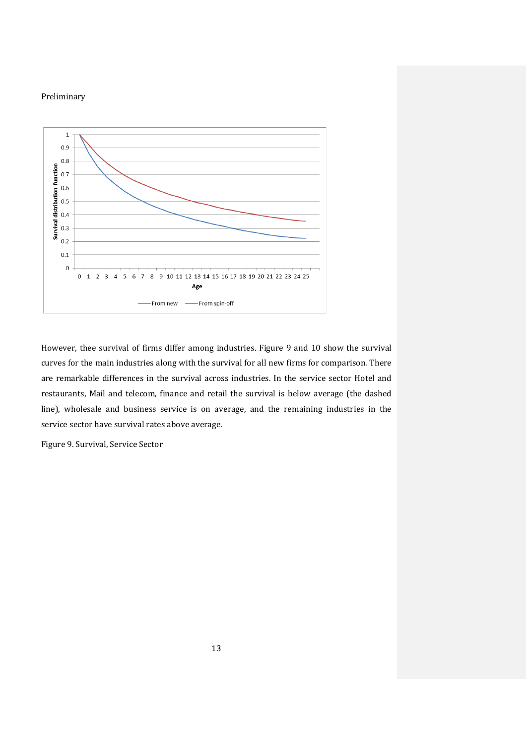Preliminary

Survival distribution function

1
0.9
0.8
0.7
0.6
0.5
0.4
0.3
0.2
0.1
0

0 1 2 3 4 5 6 7 8 9 10 11 12 13 14 15 16 17 18 19 20 21 22 23 24 25

Age

From new
From spin-off

However, thee survival of firms differ among industries. Figure 9 and 10 show the survival curves for the main industries along with the survival for all new firms for comparison. There are remarkable differences in the survival across industries. In the service sector Hotel and restaurants, Mail and telecom, finance and retail the survival is below average (the dashed line), wholesale and business service is on average, and the remaining industries in the service sector have survival rates above average.

Figure 9. Survival, Service Sector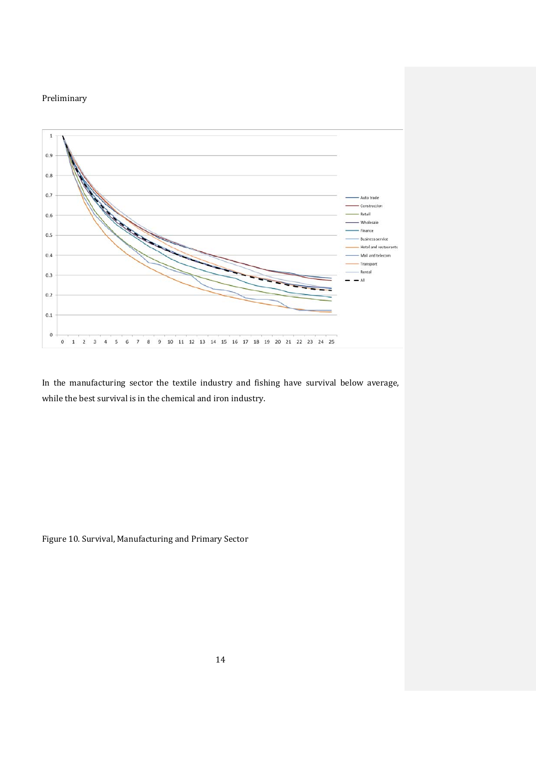1
0.9
0.8
0.7
0.6
0.5
0.4
0.3
0.2
0.1
0

0 1 2 3 4 5 6 7 8 9 10 11 12 13 14 15 16 17 18 19 20 21 22 23 24 25

Auto trade
Construction
Retail
Wholesale
Finance
Business service
Hotel and restaurants
Mail and telecom
Transport
Rental
All

In the manufacturing sector the textile industry and fishing have survival below average, while the best survival is in the chemical and iron industry.

Figure 10. Survival, Manufacturing and Primary Sector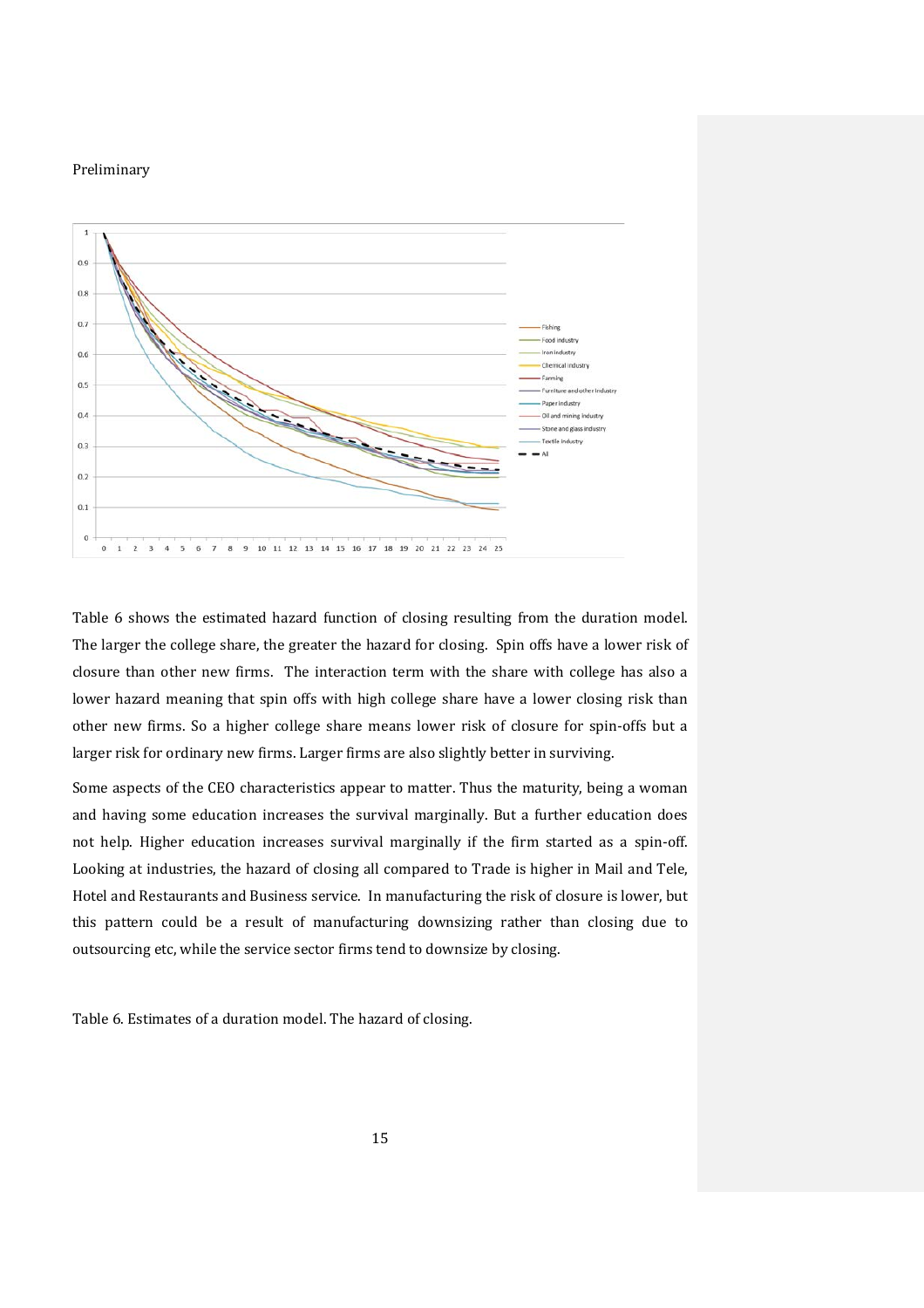Preliminary

1
0.9
0.8
0.7
0.6
0.5
0.4
0.3
0.2
0.1
0

0 1 2 3 4 5 6 7 8 9 10 11 12 13 14 15 16 17 18 19 20 21 22 23 24 25

Fishing
Food industry
Iron industry
Chemical industry
Farming
Furniture and other industry
Paper industry
Oil and mining industry
Stone and glass industry
Textile industry
All

Table 6 shows the estimated hazard function of closing resulting from the duration model. The larger the college share, the greater the hazard for closing. Spin offs have a lower risk of closure than other new firms. The interaction term with the share with college has also a lower hazard meaning that spin offs with high college share have a lower closing risk than other new firms. So a higher college share means lower risk of closure for spin-offs but a larger risk for ordinary new firms. Larger firms are also slightly better in surviving.

Some aspects of the CEO characteristics appear to matter. Thus the maturity, being a woman and having some education increases the survival marginally. But a further education does not help. Higher education increases survival marginally if the firm started as a spin-off. Looking at industries, the hazard of closing all compared to Trade is higher in Mail and Tele, Hotel and Restaurants and Business service. In manufacturing the risk of closure is lower, but this pattern could be a result of manufacturing downsizing rather than closing due to outsourcing etc, while the service sector firms tend to downsize by closing.

Table 6. Estimates of a duration model. The hazard of closing.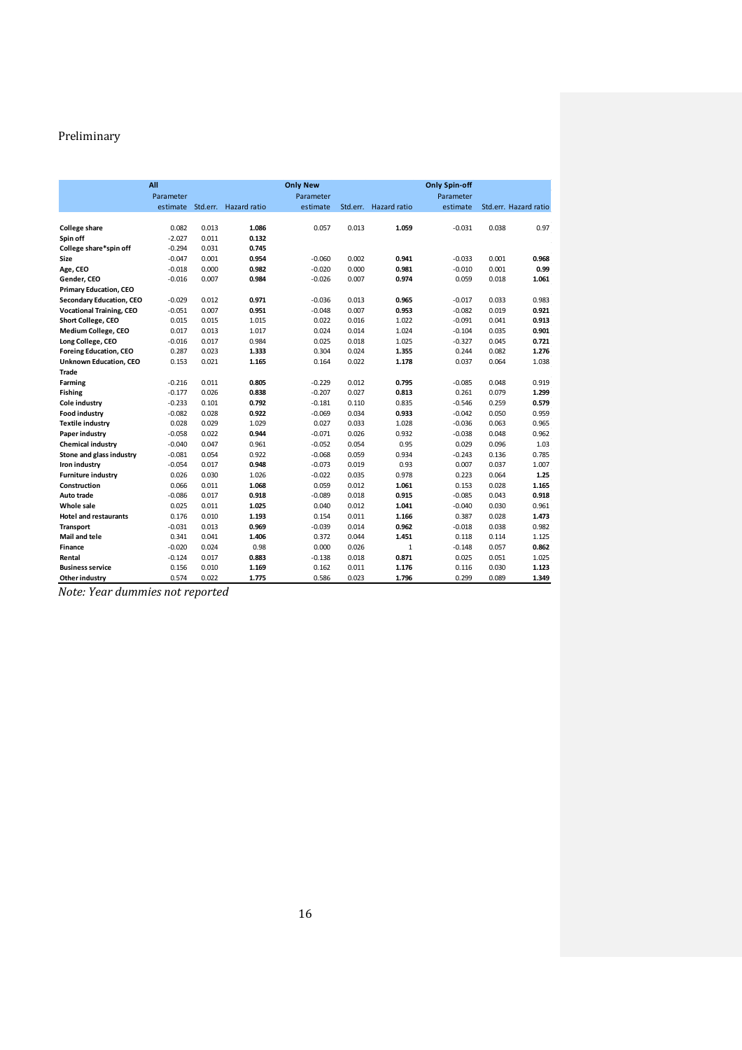Preliminary

| | All | | | Only New | | | Only Spin-off | | |
|---|---|---|---|---|---|---|---|---|---|
| | Parameter estimate | Std.err. | Hazard ratio | Parameter estimate | Std.err. | Hazard ratio | Parameter estimate | Std.err. | Hazard ratio |
| **College share** | 0.082 | 0.013 | **1.086** | 0.057 | 0.013 | **1.059** | -0.031 | 0.038 | 0.97 |
| **Spin off** | -2.027 | 0.011 | **0.132** | | | | | | |
| **College share*spin off** | -0.294 | 0.031 | **0.745** | | | | | | |
| **Size** | -0.047 | 0.001 | **0.954** | -0.060 | 0.002 | **0.941** | -0.033 | 0.001 | **0.968** |
| **Age, CEO** | -0.018 | 0.000 | **0.982** | -0.020 | 0.000 | **0.981** | -0.010 | 0.001 | **0.99** |
| **Gender, CEO** | -0.016 | 0.007 | **0.984** | -0.026 | 0.007 | **0.974** | 0.059 | 0.018 | **1.061** |
| **Primary Education, CEO** | | | | | | | | | |
| **Secondary Education, CEO** | -0.029 | 0.012 | **0.971** | -0.036 | 0.013 | **0.965** | -0.017 | 0.033 | 0.983 |
| **Vocational Training, CEO** | -0.051 | 0.007 | **0.951** | -0.048 | 0.007 | **0.953** | -0.082 | 0.019 | **0.921** |
| **Short College, CEO** | 0.015 | 0.015 | 1.015 | 0.022 | 0.016 | 1.022 | -0.091 | 0.041 | **0.913** |
| **Medium College, CEO** | 0.017 | 0.013 | 1.017 | 0.024 | 0.014 | 1.024 | -0.104 | 0.035 | **0.901** |
| **Long College, CEO** | -0.016 | 0.017 | 0.984 | 0.025 | 0.018 | 1.025 | -0.327 | 0.045 | **0.721** |
| **Foreing Education, CEO** | 0.287 | 0.023 | **1.333** | 0.304 | 0.024 | **1.355** | 0.244 | 0.082 | **1.276** |
| **Unknown Education, CEO** | 0.153 | 0.021 | **1.165** | 0.164 | 0.022 | **1.178** | 0.037 | 0.064 | 1.038 |
| **Trade** | | | | | | | | | |
| **Farming** | -0.216 | 0.011 | **0.805** | -0.229 | 0.012 | **0.795** | -0.085 | 0.048 | 0.919 |
| **Fishing** | -0.177 | 0.026 | **0.838** | -0.207 | 0.027 | **0.813** | 0.261 | 0.079 | **1.299** |
| **Cole industry** | -0.233 | 0.101 | **0.792** | -0.181 | 0.110 | 0.835 | -0.546 | 0.259 | **0.579** |
| **Food industry** | -0.082 | 0.028 | **0.922** | -0.069 | 0.034 | **0.933** | -0.042 | 0.050 | 0.959 |
| **Textile industry** | 0.028 | 0.029 | 1.029 | 0.027 | 0.033 | 1.028 | -0.036 | 0.063 | 0.965 |
| **Paper industry** | -0.058 | 0.022 | **0.944** | -0.071 | 0.026 | 0.932 | -0.038 | 0.048 | 0.962 |
| **Chemical industry** | -0.040 | 0.047 | 0.961 | -0.052 | 0.054 | 0.95 | 0.029 | 0.096 | 1.03 |
| **Stone and glass industry** | -0.081 | 0.054 | 0.922 | -0.068 | 0.059 | 0.934 | -0.243 | 0.136 | 0.785 |
| **Iron industry** | -0.054 | 0.017 | **0.948** | -0.073 | 0.019 | 0.93 | 0.007 | 0.037 | 1.007 |
| **Furniture industry** | 0.026 | 0.030 | 1.026 | -0.022 | 0.035 | 0.978 | 0.223 | 0.064 | **1.25** |
| **Construction** | 0.066 | 0.011 | **1.068** | 0.059 | 0.012 | **1.061** | 0.153 | 0.028 | **1.165** |
| **Auto trade** | -0.086 | 0.017 | **0.918** | -0.089 | 0.018 | **0.915** | -0.085 | 0.043 | **0.918** |
| **Whole sale** | 0.025 | 0.011 | **1.025** | 0.040 | 0.012 | **1.041** | -0.040 | 0.030 | 0.961 |
| **Hotel and restaurants** | 0.176 | 0.010 | **1.193** | 0.154 | 0.011 | **1.166** | 0.387 | 0.028 | **1.473** |
| **Transport** | -0.031 | 0.013 | **0.969** | -0.039 | 0.014 | **0.962** | -0.018 | 0.038 | 0.982 |
| **Mail and tele** | 0.341 | 0.041 | **1.406** | 0.372 | 0.044 | **1.451** | 0.118 | 0.114 | 1.125 |
| **Finance** | -0.020 | 0.024 | 0.98 | 0.000 | 0.026 | 1 | -0.148 | 0.057 | **0.862** |
| **Rental** | -0.124 | 0.017 | **0.883** | -0.138 | 0.018 | **0.871** | 0.025 | 0.051 | 1.025 |
| **Business service** | 0.156 | 0.010 | **1.169** | 0.162 | 0.011 | **1.176** | 0.116 | 0.030 | **1.123** |
| **Other industry** | 0.574 | 0.022 | **1.775** | 0.586 | 0.023 | **1.796** | 0.299 | 0.089 | **1.349** |

*Note: Year dummies not reported*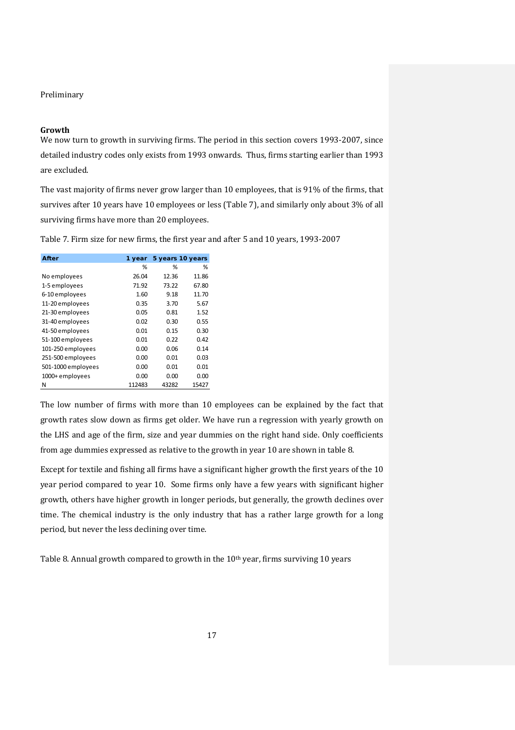Preliminary

### Growth

We now turn to growth in surviving firms. The period in this section covers 1993-2007, since detailed industry codes only exists from 1993 onwards. Thus, firms starting earlier than 1993 are excluded.

The vast majority of firms never grow larger than 10 employees, that is 91% of the firms, that survives after 10 years have 10 employees or less (Table 7), and similarly only about 3% of all surviving firms have more than 20 employees.

Table 7. Firm size for new firms, the first year and after 5 and 10 years, 1993-2007

| After | 1 year | 5 years | 10 years |
|---|---|---|---|
| | % | % | % |
| No employees | 26.04 | 12.36 | 11.86 |
| 1-5 employees | 71.92 | 73.22 | 67.80 |
| 6-10 employees | 1.60 | 9.18 | 11.70 |
| 11-20 employees | 0.35 | 3.70 | 5.67 |
| 21-30 employees | 0.05 | 0.81 | 1.52 |
| 31-40 employees | 0.02 | 0.30 | 0.55 |
| 41-50 employees | 0.01 | 0.15 | 0.30 |
| 51-100 employees | 0.01 | 0.22 | 0.42 |
| 101-250 employees | 0.00 | 0.06 | 0.14 |
| 251-500 employees | 0.00 | 0.01 | 0.03 |
| 501-1000 employees | 0.00 | 0.01 | 0.01 |
| 1000+ employees | 0.00 | 0.00 | 0.00 |
| N | 112483 | 43282 | 15427 |

The low number of firms with more than 10 employees can be explained by the fact that growth rates slow down as firms get older. We have run a regression with yearly growth on the LHS and age of the firm, size and year dummies on the right hand side. Only coefficients from age dummies expressed as relative to the growth in year 10 are shown in table 8.

Except for textile and fishing all firms have a significant higher growth the first years of the 10 year period compared to year 10. Some firms only have a few years with significant higher growth, others have higher growth in longer periods, but generally, the growth declines over time. The chemical industry is the only industry that has a rather large growth for a long period, but never the less declining over time.

Table 8. Annual growth compared to growth in the 10th year, firms surviving 10 years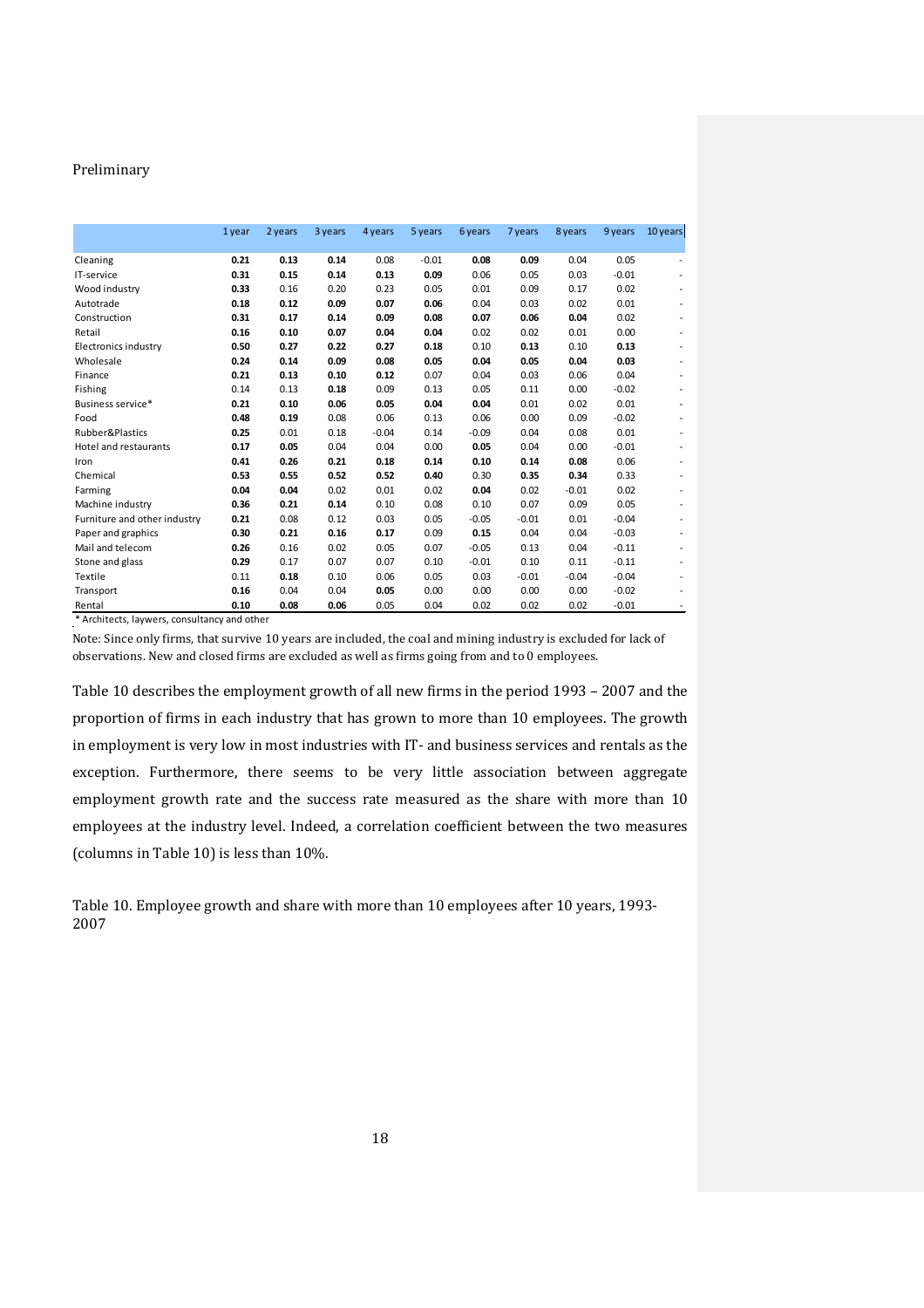Preliminary

| | 1 year | 2 years | 3 years | 4 years | 5 years | 6 years | 7 years | 8 years | 9 years | 10 years |
|---|---|---|---|---|---|---|---|---|---|---|
| Cleaning | **0.21** | **0.13** | **0.14** | 0.08 | -0.01 | **0.08** | **0.09** | 0.04 | 0.05 | - |
| IT-service | **0.31** | **0.15** | **0.14** | **0.13** | **0.09** | 0.06 | 0.05 | 0.03 | -0.01 | - |
| Wood industry | **0.33** | 0.16 | 0.20 | 0.23 | 0.05 | 0.01 | 0.09 | 0.17 | 0.02 | - |
| Autotrade | **0.18** | **0.12** | **0.09** | **0.07** | **0.06** | 0.04 | 0.03 | 0.02 | 0.01 | - |
| Construction | **0.31** | **0.17** | **0.14** | **0.09** | **0.08** | **0.07** | **0.06** | **0.04** | 0.02 | - |
| Retail | **0.16** | **0.10** | **0.07** | **0.04** | **0.04** | 0.02 | 0.02 | 0.01 | 0.00 | - |
| Electronics industry | **0.50** | **0.27** | **0.22** | **0.27** | **0.18** | 0.10 | **0.13** | 0.10 | **0.13** | - |
| Wholesale | **0.24** | **0.14** | **0.09** | **0.08** | **0.05** | **0.04** | **0.05** | **0.04** | **0.03** | - |
| Finance | **0.21** | **0.13** | **0.10** | **0.12** | 0.07 | 0.04 | 0.03 | 0.06 | 0.04 | - |
| Fishing | 0.14 | 0.13 | **0.18** | 0.09 | 0.13 | 0.05 | 0.11 | 0.00 | -0.02 | - |
| Business service* | **0.21** | **0.10** | **0.06** | **0.05** | **0.04** | **0.04** | 0.01 | 0.02 | 0.01 | - |
| Food | **0.48** | **0.19** | 0.08 | 0.06 | 0.13 | 0.06 | 0.00 | 0.09 | -0.02 | - |
| Rubber&Plastics | **0.25** | 0.01 | 0.18 | -0.04 | 0.14 | -0.09 | 0.04 | 0.08 | 0.01 | - |
| Hotel and restaurants | **0.17** | **0.05** | 0.04 | 0.04 | 0.00 | **0.05** | 0.04 | 0.00 | -0.01 | - |
| Iron | **0.41** | **0.26** | **0.21** | **0.18** | **0.14** | **0.10** | **0.14** | **0.08** | 0.06 | - |
| Chemical | **0.53** | **0.55** | **0.52** | **0.52** | **0.40** | 0.30 | **0.35** | **0.34** | 0.33 | - |
| Farming | **0.04** | **0.04** | 0.02 | 0.01 | 0.02 | **0.04** | 0.02 | -0.01 | 0.02 | - |
| Machine industry | **0.36** | **0.21** | **0.14** | 0.10 | 0.08 | 0.10 | 0.07 | 0.09 | 0.05 | - |
| Furniture and other industry | **0.21** | 0.08 | 0.12 | 0.03 | 0.05 | -0.05 | -0.01 | 0.01 | -0.04 | - |
| Paper and graphics | **0.30** | **0.21** | **0.16** | **0.17** | 0.09 | **0.15** | 0.04 | 0.04 | -0.03 | - |
| Mail and telecom | **0.26** | 0.16 | 0.02 | 0.05 | 0.07 | -0.05 | 0.13 | 0.04 | -0.11 | - |
| Stone and glass | **0.29** | 0.17 | 0.07 | 0.07 | 0.10 | -0.01 | 0.10 | 0.11 | -0.11 | - |
| Textile | 0.11 | **0.18** | 0.10 | 0.06 | 0.05 | 0.03 | -0.01 | -0.04 | -0.04 | - |
| Transport | **0.16** | 0.04 | 0.04 | **0.05** | 0.00 | 0.00 | 0.00 | 0.00 | -0.02 | - |
| Rental | **0.10** | **0.08** | **0.06** | 0.05 | 0.04 | 0.02 | 0.02 | 0.02 | -0.01 | - |

* Architects, laywers, consultancy and other

Note: Since only firms, that survive 10 years are included, the coal and mining industry is excluded for lack of observations. New and closed firms are excluded as well as firms going from and to 0 employees.

Table 10 describes the employment growth of all new firms in the period 1993 – 2007 and the proportion of firms in each industry that has grown to more than 10 employees. The growth in employment is very low in most industries with IT- and business services and rentals as the exception. Furthermore, there seems to be very little association between aggregate employment growth rate and the success rate measured as the share with more than 10 employees at the industry level. Indeed, a correlation coefficient between the two measures (columns in Table 10) is less than 10%.

Table 10. Employee growth and share with more than 10 employees after 10 years, 1993-2007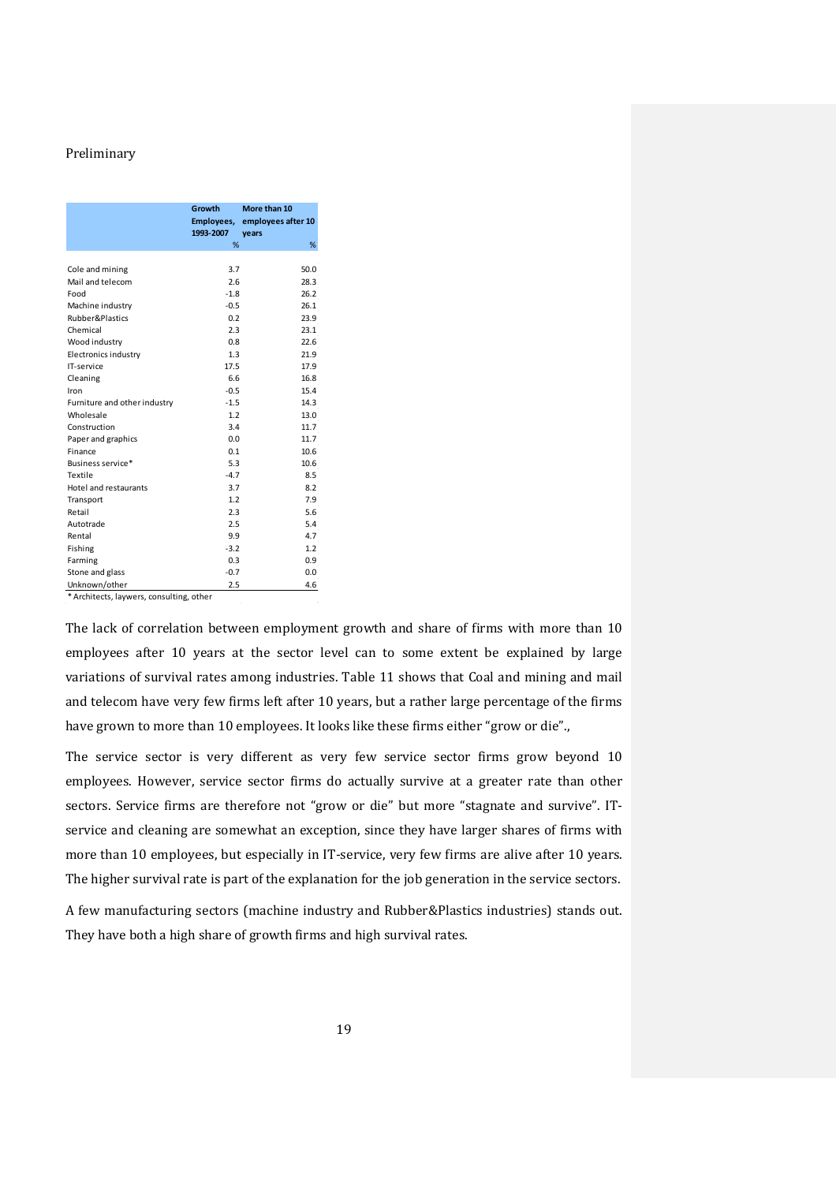Preliminary

| | Growth Employees, 1993-2007 % | More than 10 employees after 10 years % |
|---|---|---|
| Cole and mining | 3.7 | 50.0 |
| Mail and telecom | 2.6 | 28.3 |
| Food | -1.8 | 26.2 |
| Machine industry | -0.5 | 26.1 |
| Rubber&Plastics | 0.2 | 23.9 |
| Chemical | 2.3 | 23.1 |
| Wood industry | 0.8 | 22.6 |
| Electronics industry | 1.3 | 21.9 |
| IT-service | 17.5 | 17.9 |
| Cleaning | 6.6 | 16.8 |
| Iron | -0.5 | 15.4 |
| Furniture and other industry | -1.5 | 14.3 |
| Wholesale | 1.2 | 13.0 |
| Construction | 3.4 | 11.7 |
| Paper and graphics | 0.0 | 11.7 |
| Finance | 0.1 | 10.6 |
| Business service* | 5.3 | 10.6 |
| Textile | -4.7 | 8.5 |
| Hotel and restaurants | 3.7 | 8.2 |
| Transport | 1.2 | 7.9 |
| Retail | 2.3 | 5.6 |
| Autotrade | 2.5 | 5.4 |
| Rental | 9.9 | 4.7 |
| Fishing | -3.2 | 1.2 |
| Farming | 0.3 | 0.9 |
| Stone and glass | -0.7 | 0.0 |
| Unknown/other | 2.5 | 4.6 |

* Architects, laywers, consulting, other

The lack of correlation between employment growth and share of firms with more than 10 employees after 10 years at the sector level can to some extent be explained by large variations of survival rates among industries. Table 11 shows that Coal and mining and mail and telecom have very few firms left after 10 years, but a rather large percentage of the firms have grown to more than 10 employees. It looks like these firms either "grow or die".,

The service sector is very different as very few service sector firms grow beyond 10 employees. However, service sector firms do actually survive at a greater rate than other sectors. Service firms are therefore not "grow or die" but more "stagnate and survive". IT-service and cleaning are somewhat an exception, since they have larger shares of firms with more than 10 employees, but especially in IT-service, very few firms are alive after 10 years. The higher survival rate is part of the explanation for the job generation in the service sectors.

A few manufacturing sectors (machine industry and Rubber&Plastics industries) stands out. They have both a high share of growth firms and high survival rates.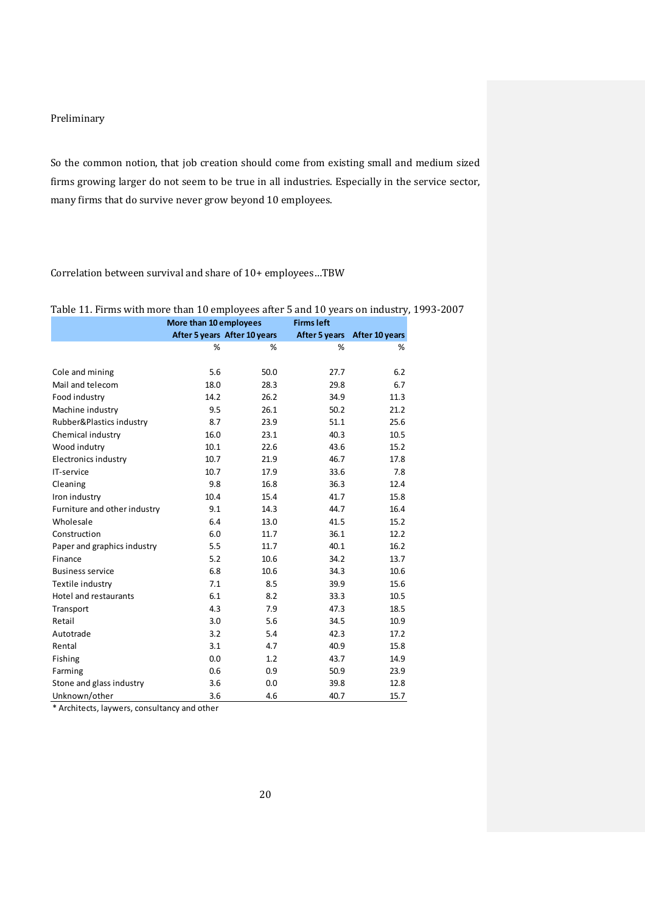So the common notion, that job creation should come from existing small and medium sized firms growing larger do not seem to be true in all industries. Especially in the service sector, many firms that do survive never grow beyond 10 employees.

Correlation between survival and share of 10+ employees…TBW

Table 11. Firms with more than 10 employees after 5 and 10 years on industry, 1993-2007

| | More than 10 employees | | Firms left | |
|---|---|---|---|---|
| | After 5 years | After 10 years | After 5 years | After 10 years |
| | % | % | % | % |
| Cole and mining | 5.6 | 50.0 | 27.7 | 6.2 |
| Mail and telecom | 18.0 | 28.3 | 29.8 | 6.7 |
| Food industry | 14.2 | 26.2 | 34.9 | 11.3 |
| Machine industry | 9.5 | 26.1 | 50.2 | 21.2 |
| Rubber&Plastics industry | 8.7 | 23.9 | 51.1 | 25.6 |
| Chemical industry | 16.0 | 23.1 | 40.3 | 10.5 |
| Wood industry | 10.1 | 22.6 | 43.6 | 15.2 |
| Electronics industry | 10.7 | 21.9 | 46.7 | 17.8 |
| IT-service | 10.7 | 17.9 | 33.6 | 7.8 |
| Cleaning | 9.8 | 16.8 | 36.3 | 12.4 |
| Iron industry | 10.4 | 15.4 | 41.7 | 15.8 |
| Furniture and other industry | 9.1 | 14.3 | 44.7 | 16.4 |
| Wholesale | 6.4 | 13.0 | 41.5 | 15.2 |
| Construction | 6.0 | 11.7 | 36.1 | 12.2 |
| Paper and graphics industry | 5.5 | 11.7 | 40.1 | 16.2 |
| Finance | 5.2 | 10.6 | 34.2 | 13.7 |
| Business service | 6.8 | 10.6 | 34.3 | 10.6 |
| Textile industry | 7.1 | 8.5 | 39.9 | 15.6 |
| Hotel and restaurants | 6.1 | 8.2 | 33.3 | 10.5 |
| Transport | 4.3 | 7.9 | 47.3 | 18.5 |
| Retail | 3.0 | 5.6 | 34.5 | 10.9 |
| Autotrade | 3.2 | 5.4 | 42.3 | 17.2 |
| Rental | 3.1 | 4.7 | 40.9 | 15.8 |
| Fishing | 0.0 | 1.2 | 43.7 | 14.9 |
| Farming | 0.6 | 0.9 | 50.9 | 23.9 |
| Stone and glass industry | 3.6 | 0.0 | 39.8 | 12.8 |
| Unknown/other | 3.6 | 4.6 | 40.7 | 15.7 |

* Architects, laywers, consultancy and other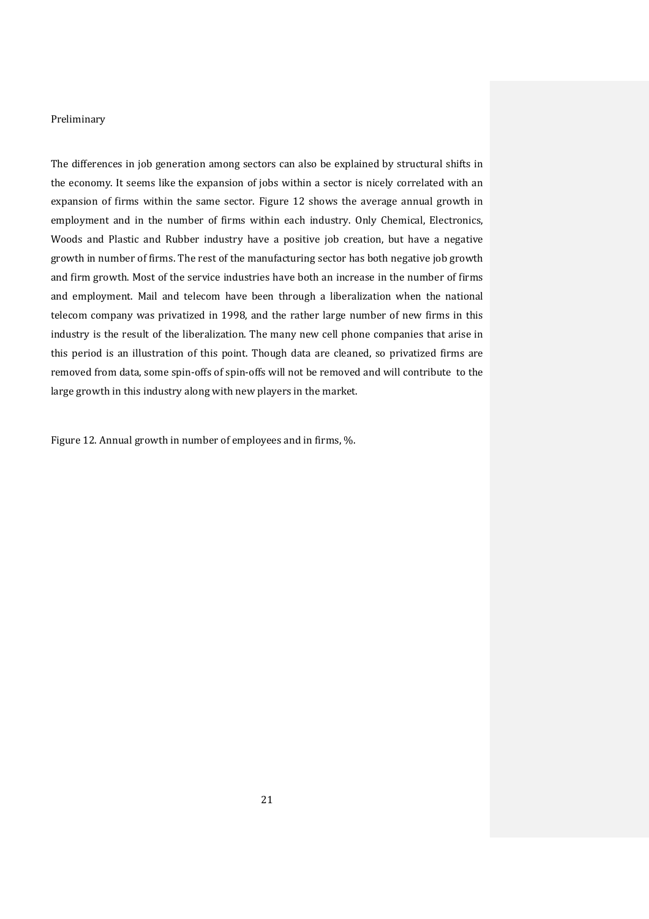Preliminary

The differences in job generation among sectors can also be explained by structural shifts in the economy. It seems like the expansion of jobs within a sector is nicely correlated with an expansion of firms within the same sector. Figure 12 shows the average annual growth in employment and in the number of firms within each industry. Only Chemical, Electronics, Woods and Plastic and Rubber industry have a positive job creation, but have a negative growth in number of firms. The rest of the manufacturing sector has both negative job growth and firm growth. Most of the service industries have both an increase in the number of firms and employment. Mail and telecom have been through a liberalization when the national telecom company was privatized in 1998, and the rather large number of new firms in this industry is the result of the liberalization. The many new cell phone companies that arise in this period is an illustration of this point. Though data are cleaned, so privatized firms are removed from data, some spin-offs of spin-offs will not be removed and will contribute to the large growth in this industry along with new players in the market.

Figure 12. Annual growth in number of employees and in firms, %.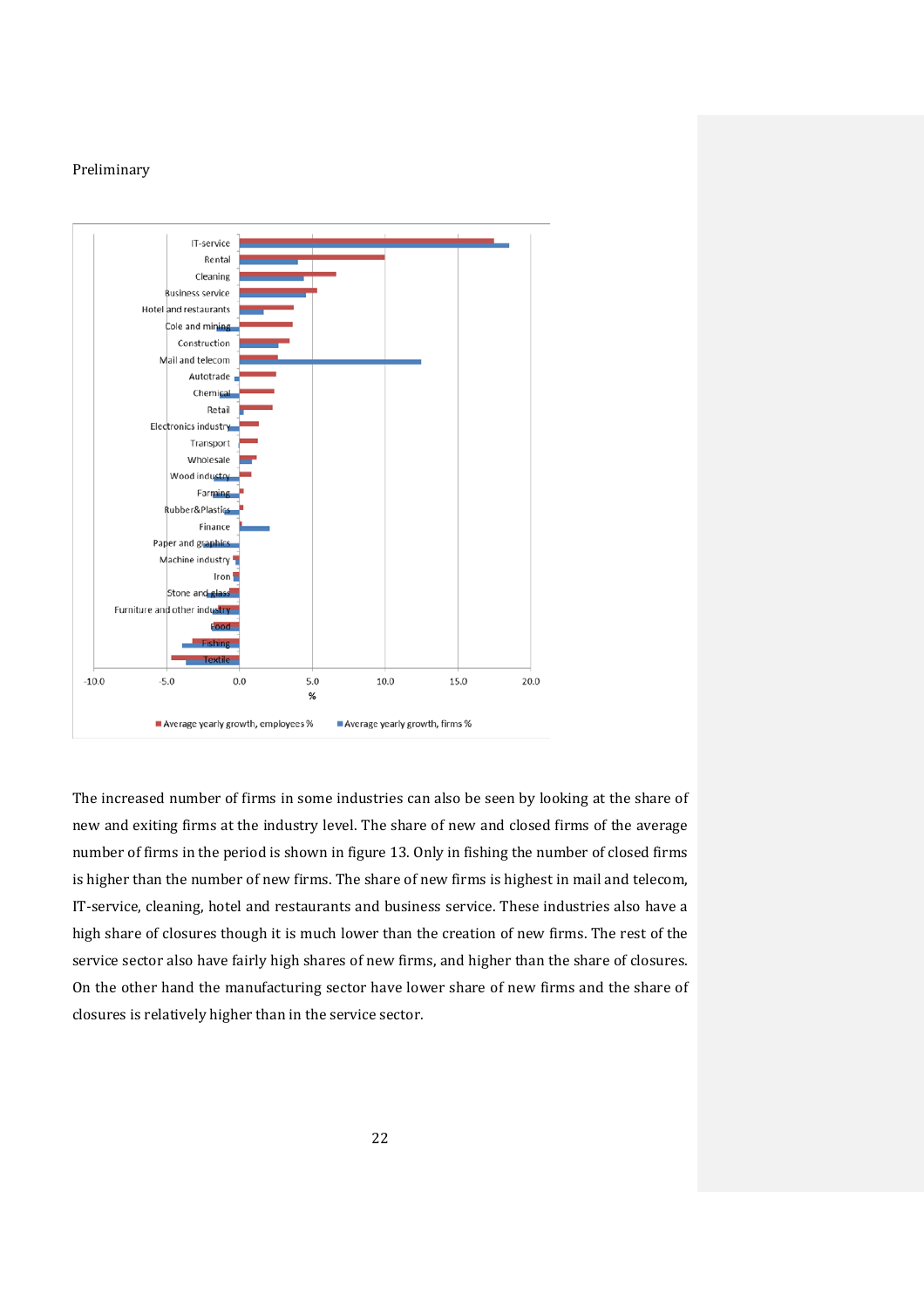Preliminary

IT-service
Rental
Cleaning
Business service
Hotel and restaurants
Cole and mining
Construction
Mail and telecom
Autotrade
Chemical
Retail
Electronics industry
Transport
Wholesale
Wood industry
Farming
Rubber&Plastics
Finance
Paper and graphics
Machine industry
Iron
Stone and glass
Furniture and other industry
Food
Fishing
Textile

-10.0 -5.0 0.0 5.0 10.0 15.0 20.0
%

Average yearly growth, employees % Average yearly growth, firms %

The increased number of firms in some industries can also be seen by looking at the share of new and exiting firms at the industry level. The share of new and closed firms of the average number of firms in the period is shown in figure 13. Only in fishing the number of closed firms is higher than the number of new firms. The share of new firms is highest in mail and telecom, IT-service, cleaning, hotel and restaurants and business service. These industries also have a high share of closures though it is much lower than the creation of new firms. The rest of the service sector also have fairly high shares of new firms, and higher than the share of closures. On the other hand the manufacturing sector have lower share of new firms and the share of closures is relatively higher than in the service sector.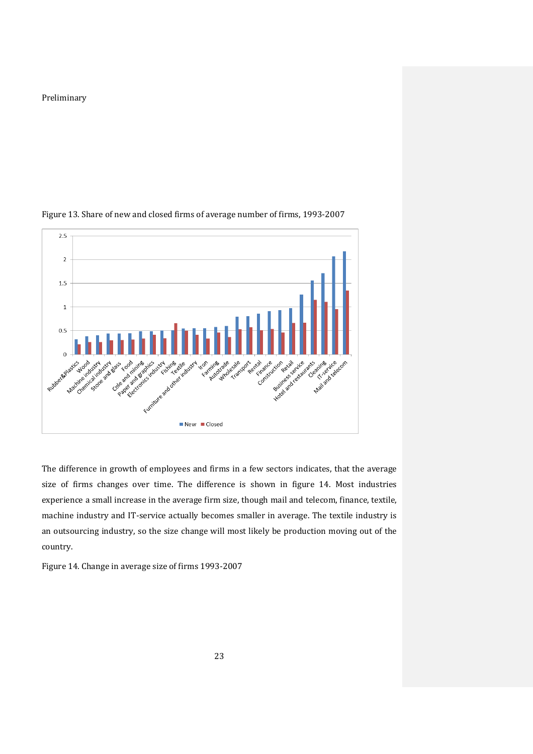Figure 13. Share of new and closed firms of average number of firms, 1993-2007

2.5
2
1.5
1
0.5
0

Rubber&Plastics
Wood
Machine industry
Chemical industry
Stone and glass
Food
Cole and mining
Paper and graphics
Electronics industry
Fishing
Textile
Furniture and other industry
Iron
Farming
Autotrade
Wholesale
Transport
Rental
Finance
Construction
Retail
Business service
Hotel and restaurants
Cleaning
IT-service
Mail and telecom

New
Closed

The difference in growth of employees and firms in a few sectors indicates, that the average size of firms changes over time. The difference is shown in figure 14. Most industries experience a small increase in the average firm size, though mail and telecom, finance, textile, machine industry and IT-service actually becomes smaller in average. The textile industry is an outsourcing industry, so the size change will most likely be production moving out of the country.

Figure 14. Change in average size of firms 1993-2007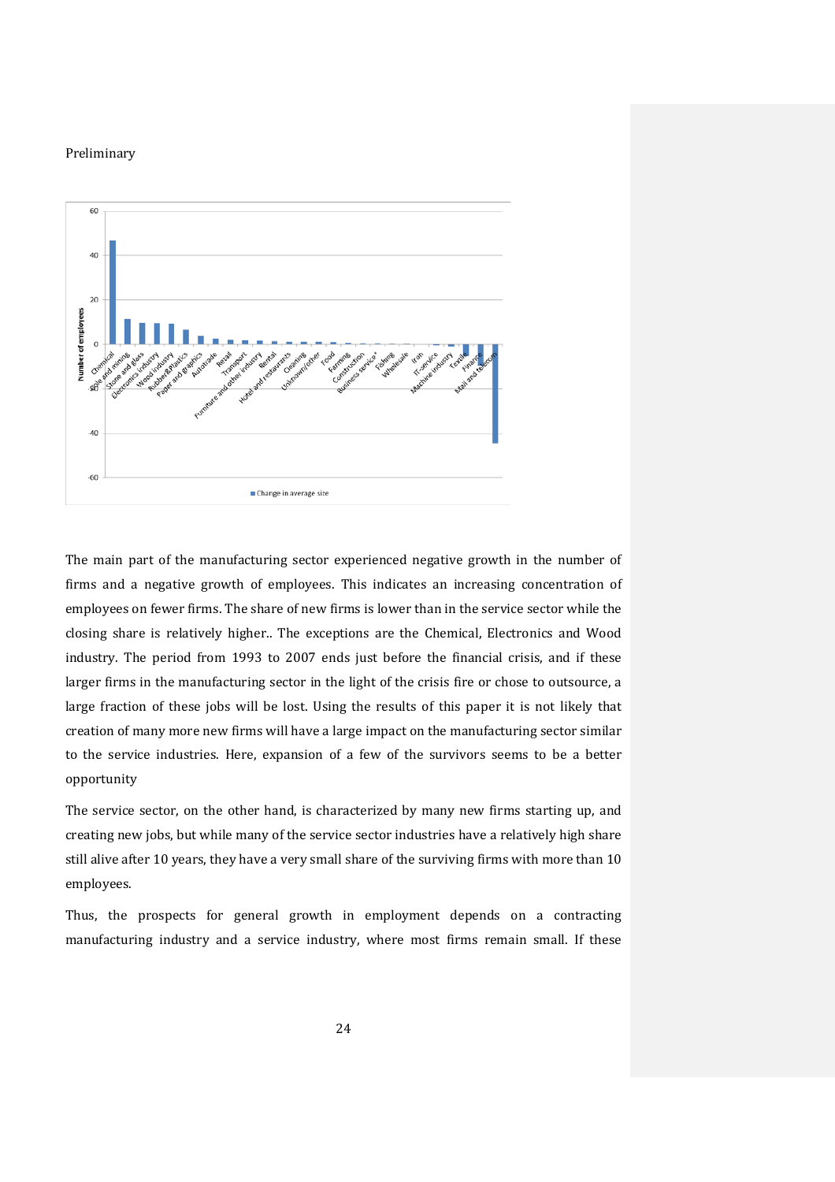Preliminary

60
40
20
0
-20
-40
-60

Number of employees

Chemical
Coal and mining
Stone and glass
Electronics industry
Wood industry
Rubber&Plastics
Paper and graphics
Autotrade
Retail
Furniture and other industry
Transport
Hotel and restaurants
Rental
Cleaning
Unknown/other
Food
Farming
Construction
Business service*
Fishing
Wholesale
Iron
IT-service
Machine industry
Textile
Finance
Mail and telecom

Change in average size

The main part of the manufacturing sector experienced negative growth in the number of firms and a negative growth of employees. This indicates an increasing concentration of employees on fewer firms. The share of new firms is lower than in the service sector while the closing share is relatively higher.. The exceptions are the Chemical, Electronics and Wood industry. The period from 1993 to 2007 ends just before the financial crisis, and if these larger firms in the manufacturing sector in the light of the crisis fire or chose to outsource, a large fraction of these jobs will be lost. Using the results of this paper it is not likely that creation of many more new firms will have a large impact on the manufacturing sector similar to the service industries. Here, expansion of a few of the survivors seems to be a better opportunity

The service sector, on the other hand, is characterized by many new firms starting up, and creating new jobs, but while many of the service sector industries have a relatively high share still alive after 10 years, they have a very small share of the surviving firms with more than 10 employees.

Thus, the prospects for general growth in employment depends on a contracting manufacturing industry and a service industry, where most firms remain small. If these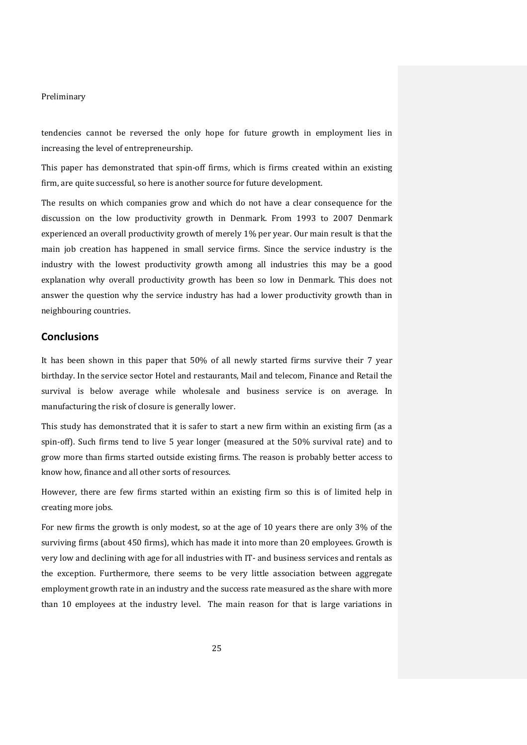tendencies cannot be reversed the only hope for future growth in employment lies in increasing the level of entrepreneurship.

This paper has demonstrated that spin-off firms, which is firms created within an existing firm, are quite successful, so here is another source for future development.

The results on which companies grow and which do not have a clear consequence for the discussion on the low productivity growth in Denmark. From 1993 to 2007 Denmark experienced an overall productivity growth of merely 1% per year. Our main result is that the main job creation has happened in small service firms. Since the service industry is the industry with the lowest productivity growth among all industries this may be a good explanation why overall productivity growth has been so low in Denmark. This does not answer the question why the service industry has had a lower productivity growth than in neighbouring countries.

## Conclusions

It has been shown in this paper that 50% of all newly started firms survive their 7 year birthday. In the service sector Hotel and restaurants, Mail and telecom, Finance and Retail the survival is below average while wholesale and business service is on average. In manufacturing the risk of closure is generally lower.

This study has demonstrated that it is safer to start a new firm within an existing firm (as a spin-off). Such firms tend to live 5 year longer (measured at the 50% survival rate) and to grow more than firms started outside existing firms. The reason is probably better access to know how, finance and all other sorts of resources.

However, there are few firms started within an existing firm so this is of limited help in creating more jobs.

For new firms the growth is only modest, so at the age of 10 years there are only 3% of the surviving firms (about 450 firms), which has made it into more than 20 employees. Growth is very low and declining with age for all industries with IT- and business services and rentals as the exception. Furthermore, there seems to be very little association between aggregate employment growth rate in an industry and the success rate measured as the share with more than 10 employees at the industry level. The main reason for that is large variations in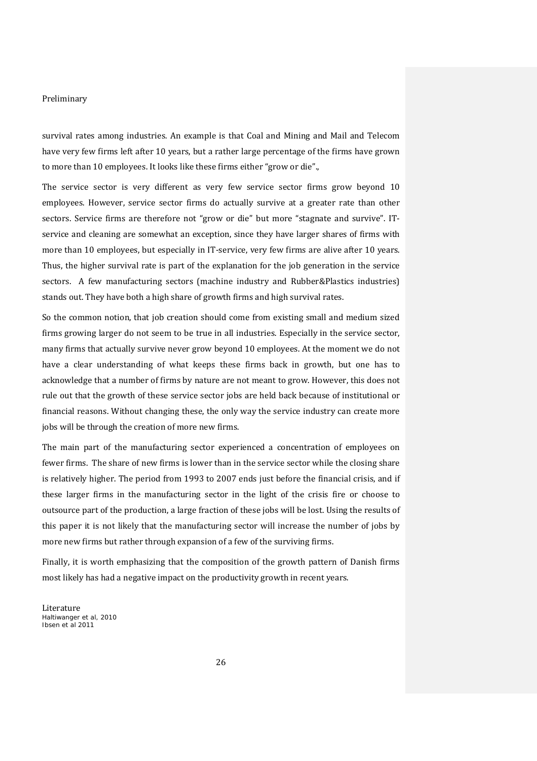survival rates among industries. An example is that Coal and Mining and Mail and Telecom have very few firms left after 10 years, but a rather large percentage of the firms have grown to more than 10 employees. It looks like these firms either "grow or die".,

The service sector is very different as very few service sector firms grow beyond 10 employees. However, service sector firms do actually survive at a greater rate than other sectors. Service firms are therefore not "grow or die" but more "stagnate and survive". IT-service and cleaning are somewhat an exception, since they have larger shares of firms with more than 10 employees, but especially in IT-service, very few firms are alive after 10 years. Thus, the higher survival rate is part of the explanation for the job generation in the service sectors. A few manufacturing sectors (machine industry and Rubber&Plastics industries) stands out. They have both a high share of growth firms and high survival rates.

So the common notion, that job creation should come from existing small and medium sized firms growing larger do not seem to be true in all industries. Especially in the service sector, many firms that actually survive never grow beyond 10 employees. At the moment we do not have a clear understanding of what keeps these firms back in growth, but one has to acknowledge that a number of firms by nature are not meant to grow. However, this does not rule out that the growth of these service sector jobs are held back because of institutional or financial reasons. Without changing these, the only way the service industry can create more jobs will be through the creation of more new firms.

The main part of the manufacturing sector experienced a concentration of employees on fewer firms. The share of new firms is lower than in the service sector while the closing share is relatively higher. The period from 1993 to 2007 ends just before the financial crisis, and if these larger firms in the manufacturing sector in the light of the crisis fire or choose to outsource part of the production, a large fraction of these jobs will be lost. Using the results of this paper it is not likely that the manufacturing sector will increase the number of jobs by more new firms but rather through expansion of a few of the surviving firms.

Finally, it is worth emphasizing that the composition of the growth pattern of Danish firms most likely has had a negative impact on the productivity growth in recent years.

Literature

Haltiwanger et al, 2010

Ibsen et al 2011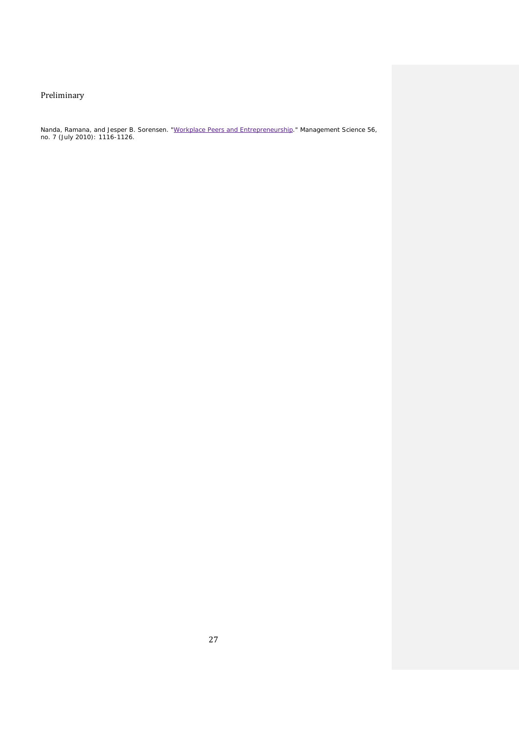Preliminary

Nanda, Ramana, and Jesper B. Sorensen. "Workplace Peers and Entrepreneurship." Management Science 56, no. 7 (July 2010): 1116-1126.